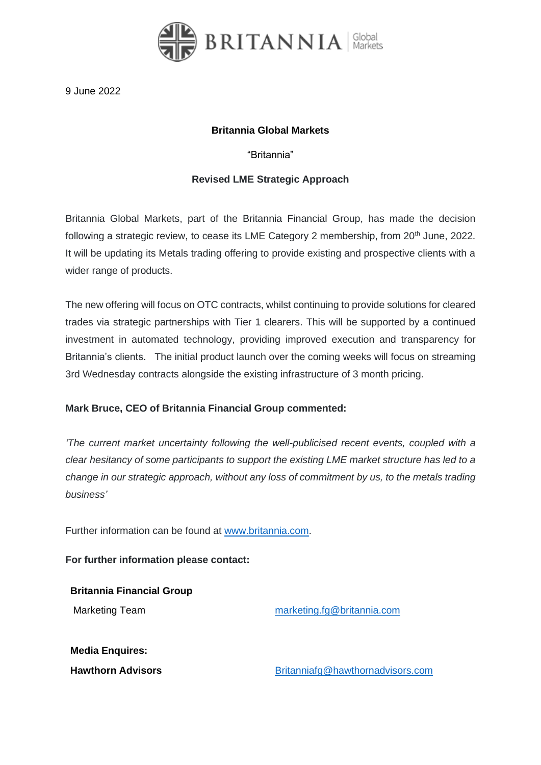9 June 2022

**Britannia Global Markets**

"Britannia"

**Revised LME Strategic Approach**

Britannia Global Markets, part of the Britannia Financial Group, has made the decision following a strategic review, to cease its LME Category 2 membership, from 20th June, 2022. It will be updating its Metals trading offering to provide existing and prospective clients with a wider range of products.

The new offering will focus on OTC contracts, whilst continuing to provide solutions for cleared trades via strategic partnerships with Tier 1 clearers. This will be supported by a continued investment in automated technology, providing improved execution and transparency for Britannia's clients. The initial product launch over the coming weeks will focus on streaming 3rd Wednesday contracts alongside the existing infrastructure of 3 month pricing.

**Mark Bruce, CEO of Britannia Financial Group commented:**

*'The current market uncertainty following the well-publicised recent events, coupled with a clear hesitancy of some participants to support the existing LME market structure has led to a change in our strategic approach, without any loss of commitment by us, to the metals trading business'*

Further information can be found at [www.britannia.com](http://www.britannia.com).

**For further information please contact:**

| | |
|---|---|
| **Britannia Financial Group** | |
| Marketing Team | marketing.fg@britannia.com |
| **Media Enquires:** | |
| **Hawthorn Advisors** | Britanniafg@hawthornadvisors.com |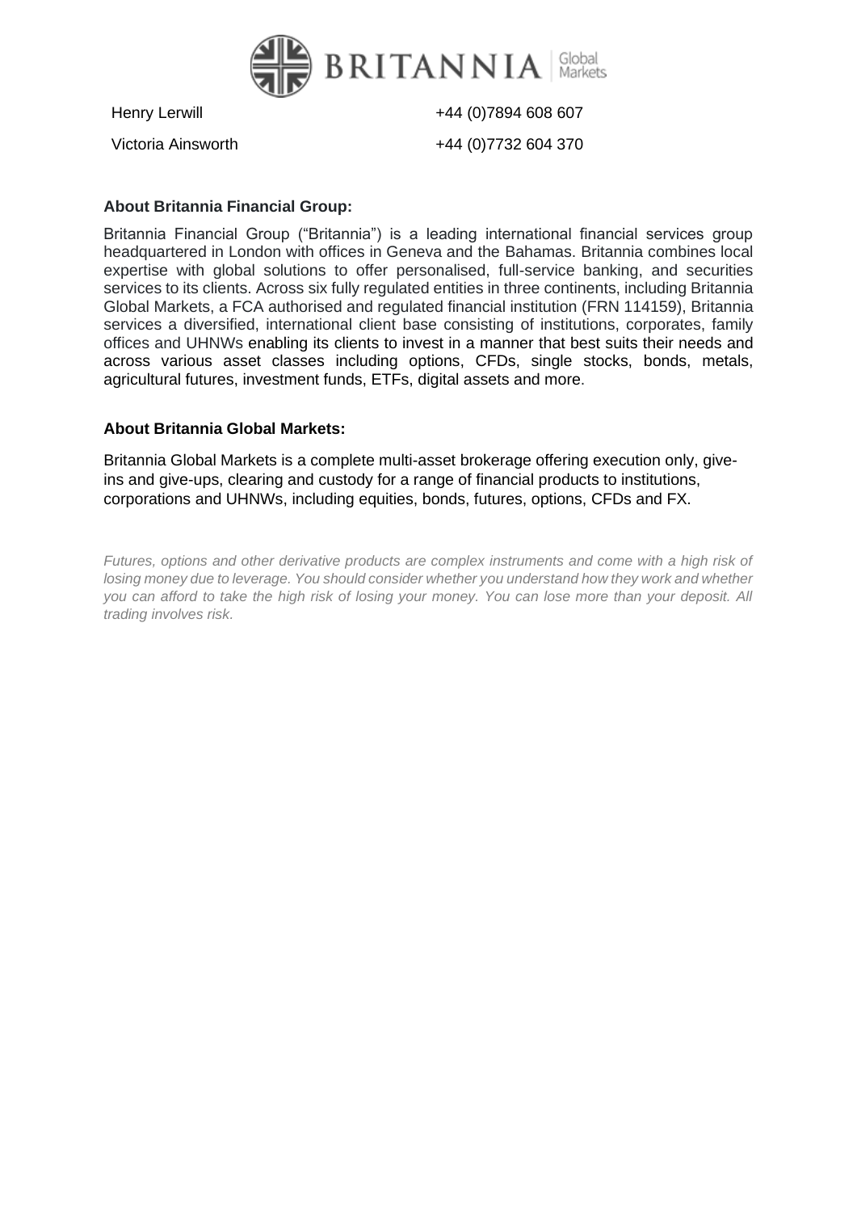Henry Lerwill +44 (0)7894 608 607

Victoria Ainsworth +44 (0)7732 604 370

**About Britannia Financial Group:**

Britannia Financial Group ("Britannia") is a leading international financial services group headquartered in London with offices in Geneva and the Bahamas. Britannia combines local expertise with global solutions to offer personalised, full-service banking, and securities services to its clients. Across six fully regulated entities in three continents, including Britannia Global Markets, a FCA authorised and regulated financial institution (FRN 114159), Britannia services a diversified, international client base consisting of institutions, corporates, family offices and UHNWs enabling its clients to invest in a manner that best suits their needs and across various asset classes including options, CFDs, single stocks, bonds, metals, agricultural futures, investment funds, ETFs, digital assets and more.

**About Britannia Global Markets:**

Britannia Global Markets is a complete multi-asset brokerage offering execution only, give-ins and give-ups, clearing and custody for a range of financial products to institutions, corporations and UHNWs, including equities, bonds, futures, options, CFDs and FX.

*Futures, options and other derivative products are complex instruments and come with a high risk of losing money due to leverage. You should consider whether you understand how they work and whether you can afford to take the high risk of losing your money. You can lose more than your deposit. All trading involves risk.*